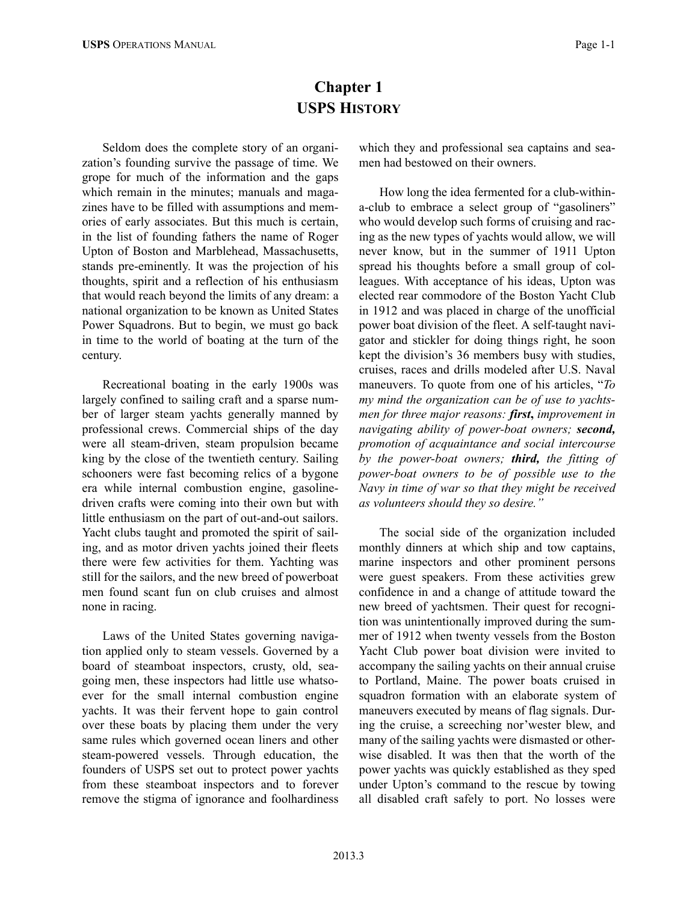# Chapter 1
# USPS History

Seldom does the complete story of an organization's founding survive the passage of time. We grope for much of the information and the gaps which remain in the minutes; manuals and magazines have to be filled with assumptions and memories of early associates. But this much is certain, in the list of founding fathers the name of Roger Upton of Boston and Marblehead, Massachusetts, stands pre-eminently. It was the projection of his thoughts, spirit and a reflection of his enthusiasm that would reach beyond the limits of any dream: a national organization to be known as United States Power Squadrons. But to begin, we must go back in time to the world of boating at the turn of the century.

Recreational boating in the early 1900s was largely confined to sailing craft and a sparse number of larger steam yachts generally manned by professional crews. Commercial ships of the day were all steam-driven, steam propulsion became king by the close of the twentieth century. Sailing schooners were fast becoming relics of a bygone era while internal combustion engine, gasoline-driven crafts were coming into their own but with little enthusiasm on the part of out-and-out sailors. Yacht clubs taught and promoted the spirit of sailing, and as motor driven yachts joined their fleets there were few activities for them. Yachting was still for the sailors, and the new breed of powerboat men found scant fun on club cruises and almost none in racing.

Laws of the United States governing navigation applied only to steam vessels. Governed by a board of steamboat inspectors, crusty, old, seagoing men, these inspectors had little use whatsoever for the small internal combustion engine yachts. It was their fervent hope to gain control over these boats by placing them under the very same rules which governed ocean liners and other steam-powered vessels. Through education, the founders of USPS set out to protect power yachts from these steamboat inspectors and to forever remove the stigma of ignorance and foolhardiness which they and professional sea captains and seamen had bestowed on their owners.

How long the idea fermented for a club-within-a-club to embrace a select group of "gasoliners" who would develop such forms of cruising and racing as the new types of yachts would allow, we will never know, but in the summer of 1911 Upton spread his thoughts before a small group of colleagues. With acceptance of his ideas, Upton was elected rear commodore of the Boston Yacht Club in 1912 and was placed in charge of the unofficial power boat division of the fleet. A self-taught navigator and stickler for doing things right, he soon kept the division's 36 members busy with studies, cruises, races and drills modeled after U.S. Naval maneuvers. To quote from one of his articles, "*To my mind the organization can be of use to yachtsmen for three major reasons: **first,** improvement in navigating ability of power-boat owners; **second,** promotion of acquaintance and social intercourse by the power-boat owners; **third,** the fitting of power-boat owners to be of possible use to the Navy in time of war so that they might be received as volunteers should they so desire.*"

The social side of the organization included monthly dinners at which ship and tow captains, marine inspectors and other prominent persons were guest speakers. From these activities grew confidence in and a change of attitude toward the new breed of yachtsmen. Their quest for recognition was unintentionally improved during the summer of 1912 when twenty vessels from the Boston Yacht Club power boat division were invited to accompany the sailing yachts on their annual cruise to Portland, Maine. The power boats cruised in squadron formation with an elaborate system of maneuvers executed by means of flag signals. During the cruise, a screeching nor'wester blew, and many of the sailing yachts were dismasted or otherwise disabled. It was then that the worth of the power yachts was quickly established as they sped under Upton's command to the rescue by towing all disabled craft safely to port. No losses were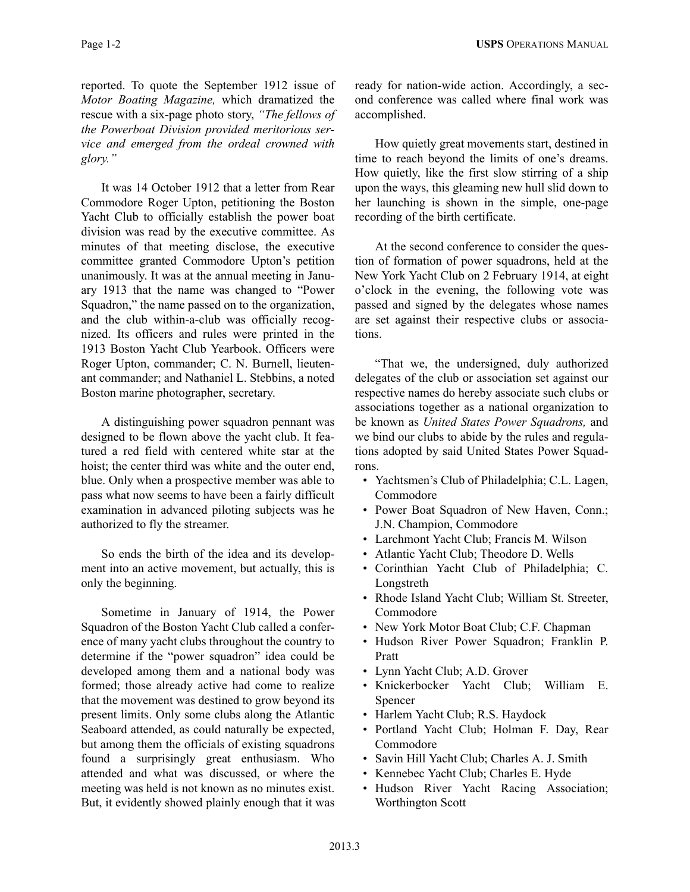reported. To quote the September 1912 issue of *Motor Boating Magazine,* which dramatized the rescue with a six-page photo story, *"The fellows of the Powerboat Division provided meritorious service and emerged from the ordeal crowned with glory."*

It was 14 October 1912 that a letter from Rear Commodore Roger Upton, petitioning the Boston Yacht Club to officially establish the power boat division was read by the executive committee. As minutes of that meeting disclose, the executive committee granted Commodore Upton's petition unanimously. It was at the annual meeting in January 1913 that the name was changed to "Power Squadron," the name passed on to the organization, and the club within-a-club was officially recognized. Its officers and rules were printed in the 1913 Boston Yacht Club Yearbook. Officers were Roger Upton, commander; C. N. Burnell, lieutenant commander; and Nathaniel L. Stebbins, a noted Boston marine photographer, secretary.

A distinguishing power squadron pennant was designed to be flown above the yacht club. It featured a red field with centered white star at the hoist; the center third was white and the outer end, blue. Only when a prospective member was able to pass what now seems to have been a fairly difficult examination in advanced piloting subjects was he authorized to fly the streamer.

So ends the birth of the idea and its development into an active movement, but actually, this is only the beginning.

Sometime in January of 1914, the Power Squadron of the Boston Yacht Club called a conference of many yacht clubs throughout the country to determine if the "power squadron" idea could be developed among them and a national body was formed; those already active had come to realize that the movement was destined to grow beyond its present limits. Only some clubs along the Atlantic Seaboard attended, as could naturally be expected, but among them the officials of existing squadrons found a surprisingly great enthusiasm. Who attended and what was discussed, or where the meeting was held is not known as no minutes exist. But, it evidently showed plainly enough that it was ready for nation-wide action. Accordingly, a second conference was called where final work was accomplished.

How quietly great movements start, destined in time to reach beyond the limits of one's dreams. How quietly, like the first slow stirring of a ship upon the ways, this gleaming new hull slid down to her launching is shown in the simple, one-page recording of the birth certificate.

At the second conference to consider the question of formation of power squadrons, held at the New York Yacht Club on 2 February 1914, at eight o'clock in the evening, the following vote was passed and signed by the delegates whose names are set against their respective clubs or associations.

"That we, the undersigned, duly authorized delegates of the club or association set against our respective names do hereby associate such clubs or associations together as a national organization to be known as *United States Power Squadrons,* and we bind our clubs to abide by the rules and regulations adopted by said United States Power Squadrons.

- Yachtsmen's Club of Philadelphia; C.L. Lagen, Commodore
- Power Boat Squadron of New Haven, Conn.; J.N. Champion, Commodore
- Larchmont Yacht Club; Francis M. Wilson
- Atlantic Yacht Club; Theodore D. Wells
- Corinthian Yacht Club of Philadelphia; C. Longstreth
- Rhode Island Yacht Club; William St. Streeter, Commodore
- New York Motor Boat Club; C.F. Chapman
- Hudson River Power Squadron; Franklin P. Pratt
- Lynn Yacht Club; A.D. Grover
- Knickerbocker Yacht Club; William E. Spencer
- Harlem Yacht Club; R.S. Haydock
- Portland Yacht Club; Holman F. Day, Rear Commodore
- Savin Hill Yacht Club; Charles A. J. Smith
- Kennebec Yacht Club; Charles E. Hyde
- Hudson River Yacht Racing Association; Worthington Scott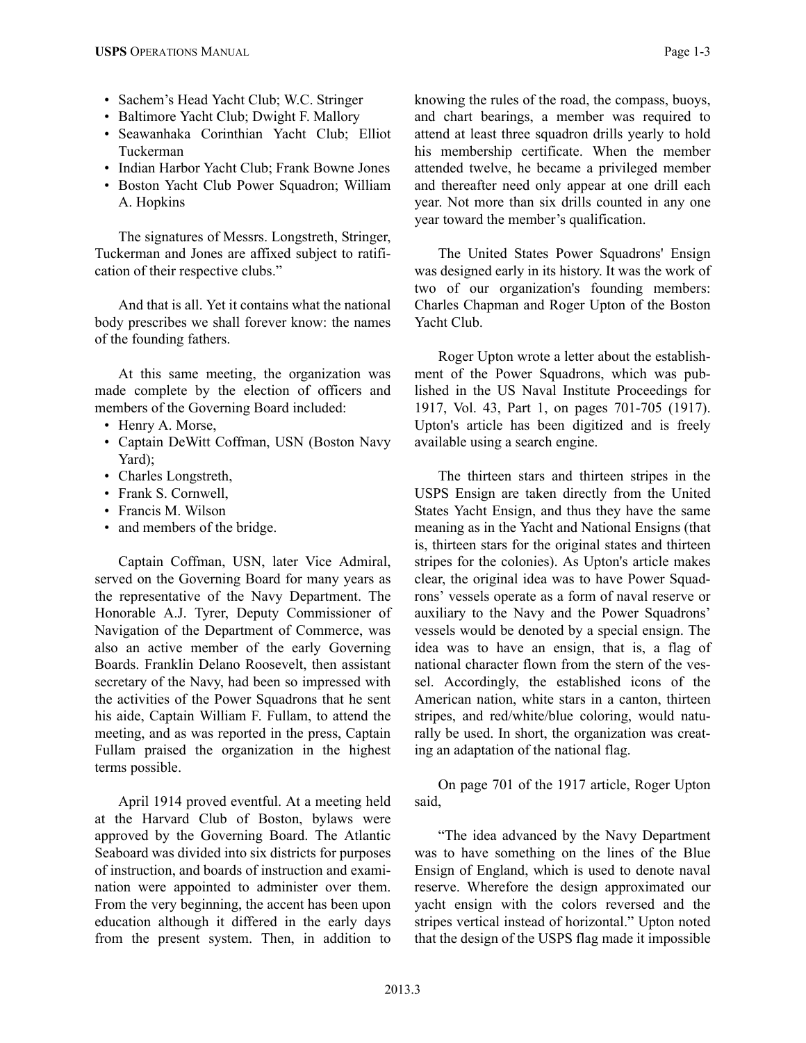- Sachem's Head Yacht Club; W.C. Stringer
- Baltimore Yacht Club; Dwight F. Mallory
- Seawanhaka Corinthian Yacht Club; Elliot Tuckerman
- Indian Harbor Yacht Club; Frank Bowne Jones
- Boston Yacht Club Power Squadron; William A. Hopkins

The signatures of Messrs. Longstreth, Stringer, Tuckerman and Jones are affixed subject to ratification of their respective clubs."

And that is all. Yet it contains what the national body prescribes we shall forever know: the names of the founding fathers.

At this same meeting, the organization was made complete by the election of officers and members of the Governing Board included:

- Henry A. Morse,
- Captain DeWitt Coffman, USN (Boston Navy Yard);
- Charles Longstreth,
- Frank S. Cornwell,
- Francis M. Wilson
- and members of the bridge.

Captain Coffman, USN, later Vice Admiral, served on the Governing Board for many years as the representative of the Navy Department. The Honorable A.J. Tyrer, Deputy Commissioner of Navigation of the Department of Commerce, was also an active member of the early Governing Boards. Franklin Delano Roosevelt, then assistant secretary of the Navy, had been so impressed with the activities of the Power Squadrons that he sent his aide, Captain William F. Fullam, to attend the meeting, and as was reported in the press, Captain Fullam praised the organization in the highest terms possible.

April 1914 proved eventful. At a meeting held at the Harvard Club of Boston, bylaws were approved by the Governing Board. The Atlantic Seaboard was divided into six districts for purposes of instruction, and boards of instruction and examination were appointed to administer over them. From the very beginning, the accent has been upon education although it differed in the early days from the present system. Then, in addition to knowing the rules of the road, the compass, buoys, and chart bearings, a member was required to attend at least three squadron drills yearly to hold his membership certificate. When the member attended twelve, he became a privileged member and thereafter need only appear at one drill each year. Not more than six drills counted in any one year toward the member's qualification.

The United States Power Squadrons' Ensign was designed early in its history. It was the work of two of our organization's founding members: Charles Chapman and Roger Upton of the Boston Yacht Club.

Roger Upton wrote a letter about the establishment of the Power Squadrons, which was published in the US Naval Institute Proceedings for 1917, Vol. 43, Part 1, on pages 701-705 (1917). Upton's article has been digitized and is freely available using a search engine.

The thirteen stars and thirteen stripes in the USPS Ensign are taken directly from the United States Yacht Ensign, and thus they have the same meaning as in the Yacht and National Ensigns (that is, thirteen stars for the original states and thirteen stripes for the colonies). As Upton's article makes clear, the original idea was to have Power Squadrons' vessels operate as a form of naval reserve or auxiliary to the Navy and the Power Squadrons' vessels would be denoted by a special ensign. The idea was to have an ensign, that is, a flag of national character flown from the stern of the vessel. Accordingly, the established icons of the American nation, white stars in a canton, thirteen stripes, and red/white/blue coloring, would naturally be used. In short, the organization was creating an adaptation of the national flag.

On page 701 of the 1917 article, Roger Upton said,

"The idea advanced by the Navy Department was to have something on the lines of the Blue Ensign of England, which is used to denote naval reserve. Wherefore the design approximated our yacht ensign with the colors reversed and the stripes vertical instead of horizontal." Upton noted that the design of the USPS flag made it impossible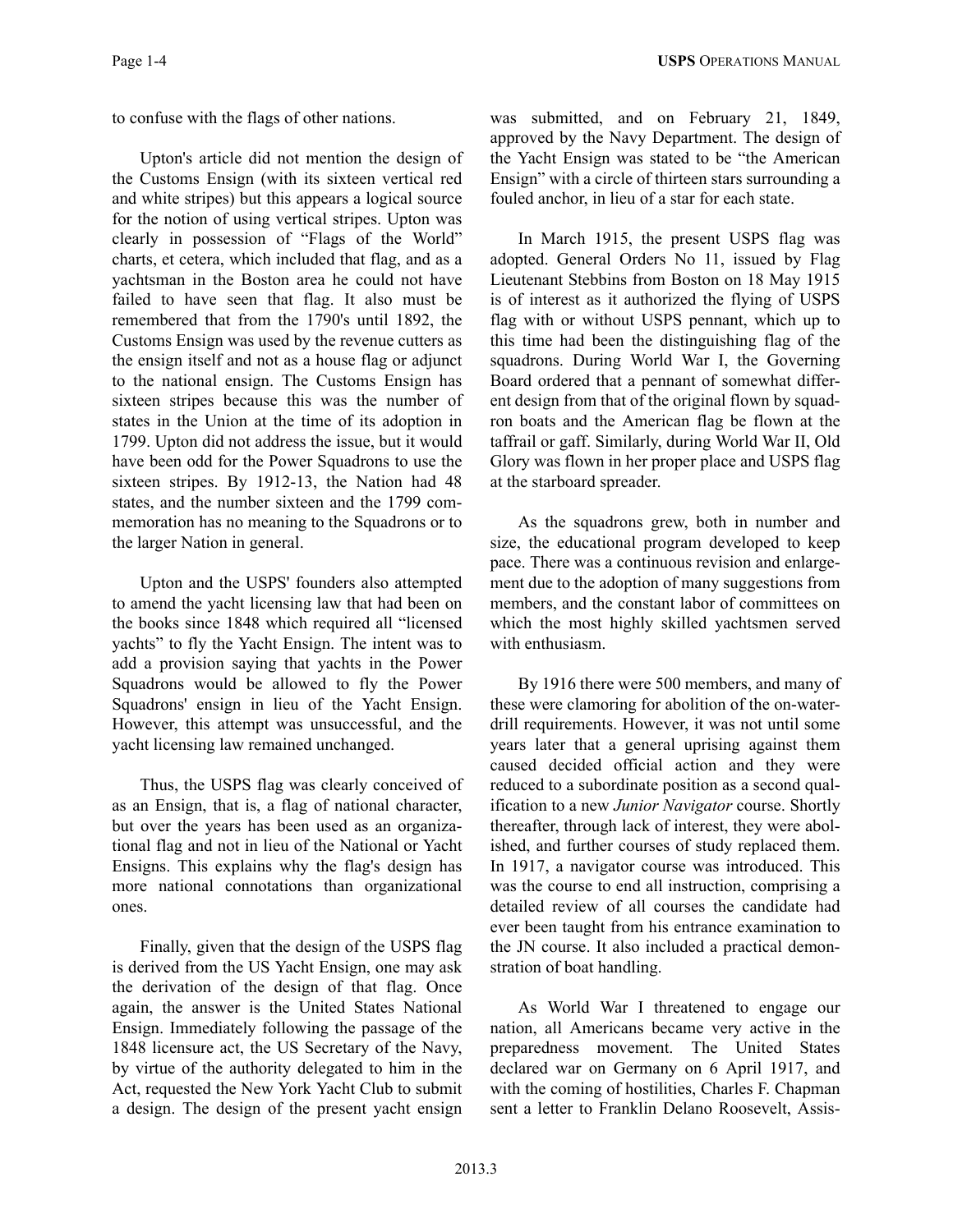to confuse with the flags of other nations.

Upton's article did not mention the design of the Customs Ensign (with its sixteen vertical red and white stripes) but this appears a logical source for the notion of using vertical stripes. Upton was clearly in possession of "Flags of the World" charts, et cetera, which included that flag, and as a yachtsman in the Boston area he could not have failed to have seen that flag. It also must be remembered that from the 1790's until 1892, the Customs Ensign was used by the revenue cutters as the ensign itself and not as a house flag or adjunct to the national ensign. The Customs Ensign has sixteen stripes because this was the number of states in the Union at the time of its adoption in 1799. Upton did not address the issue, but it would have been odd for the Power Squadrons to use the sixteen stripes. By 1912-13, the Nation had 48 states, and the number sixteen and the 1799 commemoration has no meaning to the Squadrons or to the larger Nation in general.

Upton and the USPS' founders also attempted to amend the yacht licensing law that had been on the books since 1848 which required all "licensed yachts" to fly the Yacht Ensign. The intent was to add a provision saying that yachts in the Power Squadrons would be allowed to fly the Power Squadrons' ensign in lieu of the Yacht Ensign. However, this attempt was unsuccessful, and the yacht licensing law remained unchanged.

Thus, the USPS flag was clearly conceived of as an Ensign, that is, a flag of national character, but over the years has been used as an organizational flag and not in lieu of the National or Yacht Ensigns. This explains why the flag's design has more national connotations than organizational ones.

Finally, given that the design of the USPS flag is derived from the US Yacht Ensign, one may ask the derivation of the design of that flag. Once again, the answer is the United States National Ensign. Immediately following the passage of the 1848 licensure act, the US Secretary of the Navy, by virtue of the authority delegated to him in the Act, requested the New York Yacht Club to submit a design. The design of the present yacht ensign was submitted, and on February 21, 1849, approved by the Navy Department. The design of the Yacht Ensign was stated to be "the American Ensign" with a circle of thirteen stars surrounding a fouled anchor, in lieu of a star for each state.

In March 1915, the present USPS flag was adopted. General Orders No 11, issued by Flag Lieutenant Stebbins from Boston on 18 May 1915 is of interest as it authorized the flying of USPS flag with or without USPS pennant, which up to this time had been the distinguishing flag of the squadrons. During World War I, the Governing Board ordered that a pennant of somewhat different design from that of the original flown by squadron boats and the American flag be flown at the taffrail or gaff. Similarly, during World War II, Old Glory was flown in her proper place and USPS flag at the starboard spreader.

As the squadrons grew, both in number and size, the educational program developed to keep pace. There was a continuous revision and enlargement due to the adoption of many suggestions from members, and the constant labor of committees on which the most highly skilled yachtsmen served with enthusiasm.

By 1916 there were 500 members, and many of these were clamoring for abolition of the on-water-drill requirements. However, it was not until some years later that a general uprising against them caused decided official action and they were reduced to a subordinate position as a second qualification to a new *Junior Navigator* course. Shortly thereafter, through lack of interest, they were abolished, and further courses of study replaced them. In 1917, a navigator course was introduced. This was the course to end all instruction, comprising a detailed review of all courses the candidate had ever been taught from his entrance examination to the JN course. It also included a practical demonstration of boat handling.

As World War I threatened to engage our nation, all Americans became very active in the preparedness movement. The United States declared war on Germany on 6 April 1917, and with the coming of hostilities, Charles F. Chapman sent a letter to Franklin Delano Roosevelt, Assis-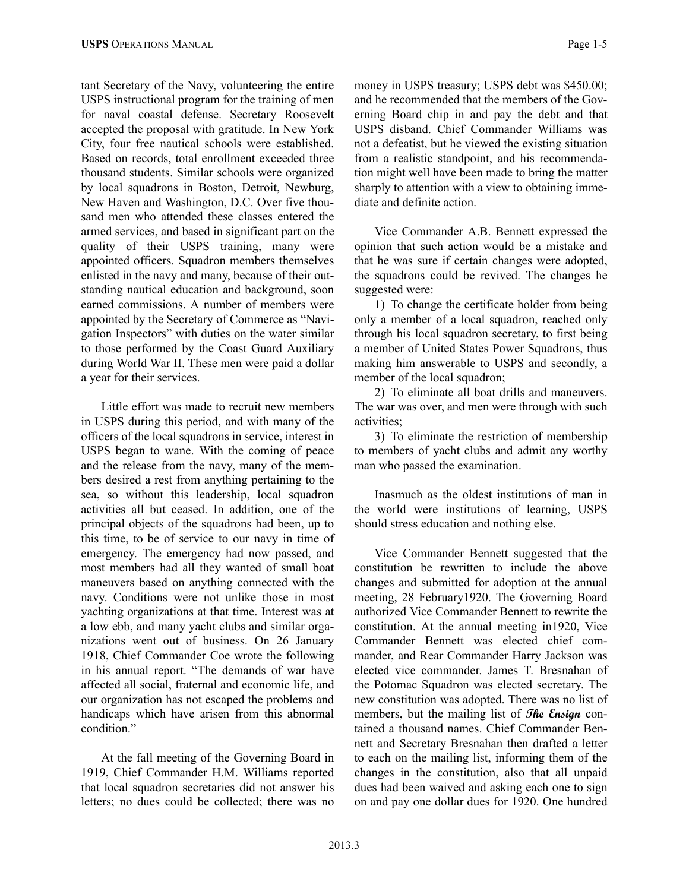tant Secretary of the Navy, volunteering the entire USPS instructional program for the training of men for naval coastal defense. Secretary Roosevelt accepted the proposal with gratitude. In New York City, four free nautical schools were established. Based on records, total enrollment exceeded three thousand students. Similar schools were organized by local squadrons in Boston, Detroit, Newburg, New Haven and Washington, D.C. Over five thousand men who attended these classes entered the armed services, and based in significant part on the quality of their USPS training, many were appointed officers. Squadron members themselves enlisted in the navy and many, because of their outstanding nautical education and background, soon earned commissions. A number of members were appointed by the Secretary of Commerce as "Navigation Inspectors" with duties on the water similar to those performed by the Coast Guard Auxiliary during World War II. These men were paid a dollar a year for their services.

Little effort was made to recruit new members in USPS during this period, and with many of the officers of the local squadrons in service, interest in USPS began to wane. With the coming of peace and the release from the navy, many of the members desired a rest from anything pertaining to the sea, so without this leadership, local squadron activities all but ceased. In addition, one of the principal objects of the squadrons had been, up to this time, to be of service to our navy in time of emergency. The emergency had now passed, and most members had all they wanted of small boat maneuvers based on anything connected with the navy. Conditions were not unlike those in most yachting organizations at that time. Interest was at a low ebb, and many yacht clubs and similar organizations went out of business. On 26 January 1918, Chief Commander Coe wrote the following in his annual report. "The demands of war have affected all social, fraternal and economic life, and our organization has not escaped the problems and handicaps which have arisen from this abnormal condition."

At the fall meeting of the Governing Board in 1919, Chief Commander H.M. Williams reported that local squadron secretaries did not answer his letters; no dues could be collected; there was no money in USPS treasury; USPS debt was $450.00; and he recommended that the members of the Governing Board chip in and pay the debt and that USPS disband. Chief Commander Williams was not a defeatist, but he viewed the existing situation from a realistic standpoint, and his recommendation might well have been made to bring the matter sharply to attention with a view to obtaining immediate and definite action.

Vice Commander A.B. Bennett expressed the opinion that such action would be a mistake and that he was sure if certain changes were adopted, the squadrons could be revived. The changes he suggested were:

1) To change the certificate holder from being only a member of a local squadron, reached only through his local squadron secretary, to first being a member of United States Power Squadrons, thus making him answerable to USPS and secondly, a member of the local squadron;

2) To eliminate all boat drills and maneuvers. The war was over, and men were through with such activities;

3) To eliminate the restriction of membership to members of yacht clubs and admit any worthy man who passed the examination.

Inasmuch as the oldest institutions of man in the world were institutions of learning, USPS should stress education and nothing else.

Vice Commander Bennett suggested that the constitution be rewritten to include the above changes and submitted for adoption at the annual meeting, 28 February1920. The Governing Board authorized Vice Commander Bennett to rewrite the constitution. At the annual meeting in1920, Vice Commander Bennett was elected chief commander, and Rear Commander Harry Jackson was elected vice commander. James T. Bresnahan of the Potomac Squadron was elected secretary. The new constitution was adopted. There was no list of members, but the mailing list of ***The Ensign*** contained a thousand names. Chief Commander Bennett and Secretary Bresnahan then drafted a letter to each on the mailing list, informing them of the changes in the constitution, also that all unpaid dues had been waived and asking each one to sign on and pay one dollar dues for 1920. One hundred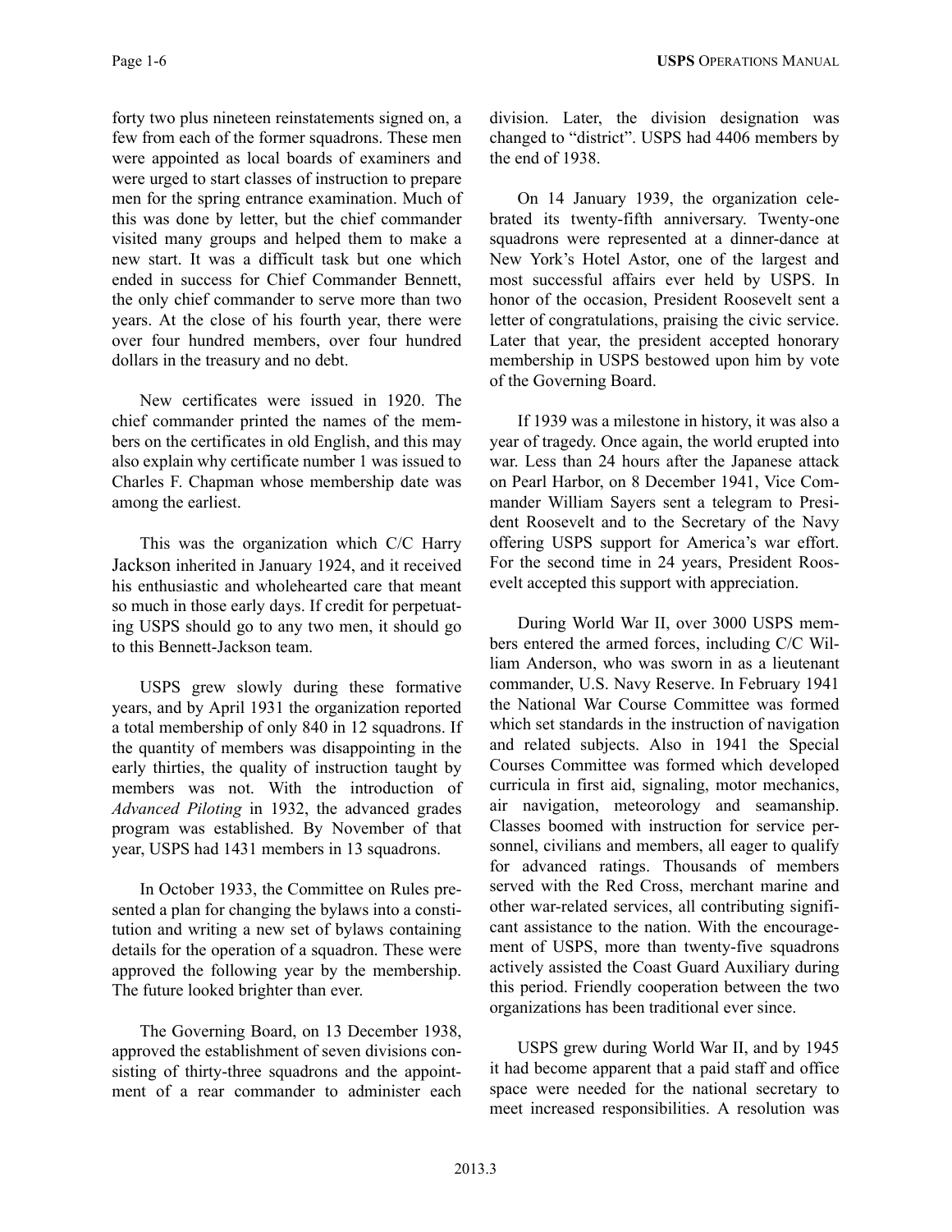forty two plus nineteen reinstatements signed on, a few from each of the former squadrons. These men were appointed as local boards of examiners and were urged to start classes of instruction to prepare men for the spring entrance examination. Much of this was done by letter, but the chief commander visited many groups and helped them to make a new start. It was a difficult task but one which ended in success for Chief Commander Bennett, the only chief commander to serve more than two years. At the close of his fourth year, there were over four hundred members, over four hundred dollars in the treasury and no debt.

New certificates were issued in 1920. The chief commander printed the names of the members on the certificates in old English, and this may also explain why certificate number 1 was issued to Charles F. Chapman whose membership date was among the earliest.

This was the organization which C/C Harry Jackson inherited in January 1924, and it received his enthusiastic and wholehearted care that meant so much in those early days. If credit for perpetuating USPS should go to any two men, it should go to this Bennett-Jackson team.

USPS grew slowly during these formative years, and by April 1931 the organization reported a total membership of only 840 in 12 squadrons. If the quantity of members was disappointing in the early thirties, the quality of instruction taught by members was not. With the introduction of *Advanced Piloting* in 1932, the advanced grades program was established. By November of that year, USPS had 1431 members in 13 squadrons.

In October 1933, the Committee on Rules presented a plan for changing the bylaws into a constitution and writing a new set of bylaws containing details for the operation of a squadron. These were approved the following year by the membership. The future looked brighter than ever.

The Governing Board, on 13 December 1938, approved the establishment of seven divisions consisting of thirty-three squadrons and the appointment of a rear commander to administer each division. Later, the division designation was changed to "district". USPS had 4406 members by the end of 1938.

On 14 January 1939, the organization celebrated its twenty-fifth anniversary. Twenty-one squadrons were represented at a dinner-dance at New York's Hotel Astor, one of the largest and most successful affairs ever held by USPS. In honor of the occasion, President Roosevelt sent a letter of congratulations, praising the civic service. Later that year, the president accepted honorary membership in USPS bestowed upon him by vote of the Governing Board.

If 1939 was a milestone in history, it was also a year of tragedy. Once again, the world erupted into war. Less than 24 hours after the Japanese attack on Pearl Harbor, on 8 December 1941, Vice Commander William Sayers sent a telegram to President Roosevelt and to the Secretary of the Navy offering USPS support for America's war effort. For the second time in 24 years, President Roosevelt accepted this support with appreciation.

During World War II, over 3000 USPS members entered the armed forces, including C/C William Anderson, who was sworn in as a lieutenant commander, U.S. Navy Reserve. In February 1941 the National War Course Committee was formed which set standards in the instruction of navigation and related subjects. Also in 1941 the Special Courses Committee was formed which developed curricula in first aid, signaling, motor mechanics, air navigation, meteorology and seamanship. Classes boomed with instruction for service personnel, civilians and members, all eager to qualify for advanced ratings. Thousands of members served with the Red Cross, merchant marine and other war-related services, all contributing significant assistance to the nation. With the encouragement of USPS, more than twenty-five squadrons actively assisted the Coast Guard Auxiliary during this period. Friendly cooperation between the two organizations has been traditional ever since.

USPS grew during World War II, and by 1945 it had become apparent that a paid staff and office space were needed for the national secretary to meet increased responsibilities. A resolution was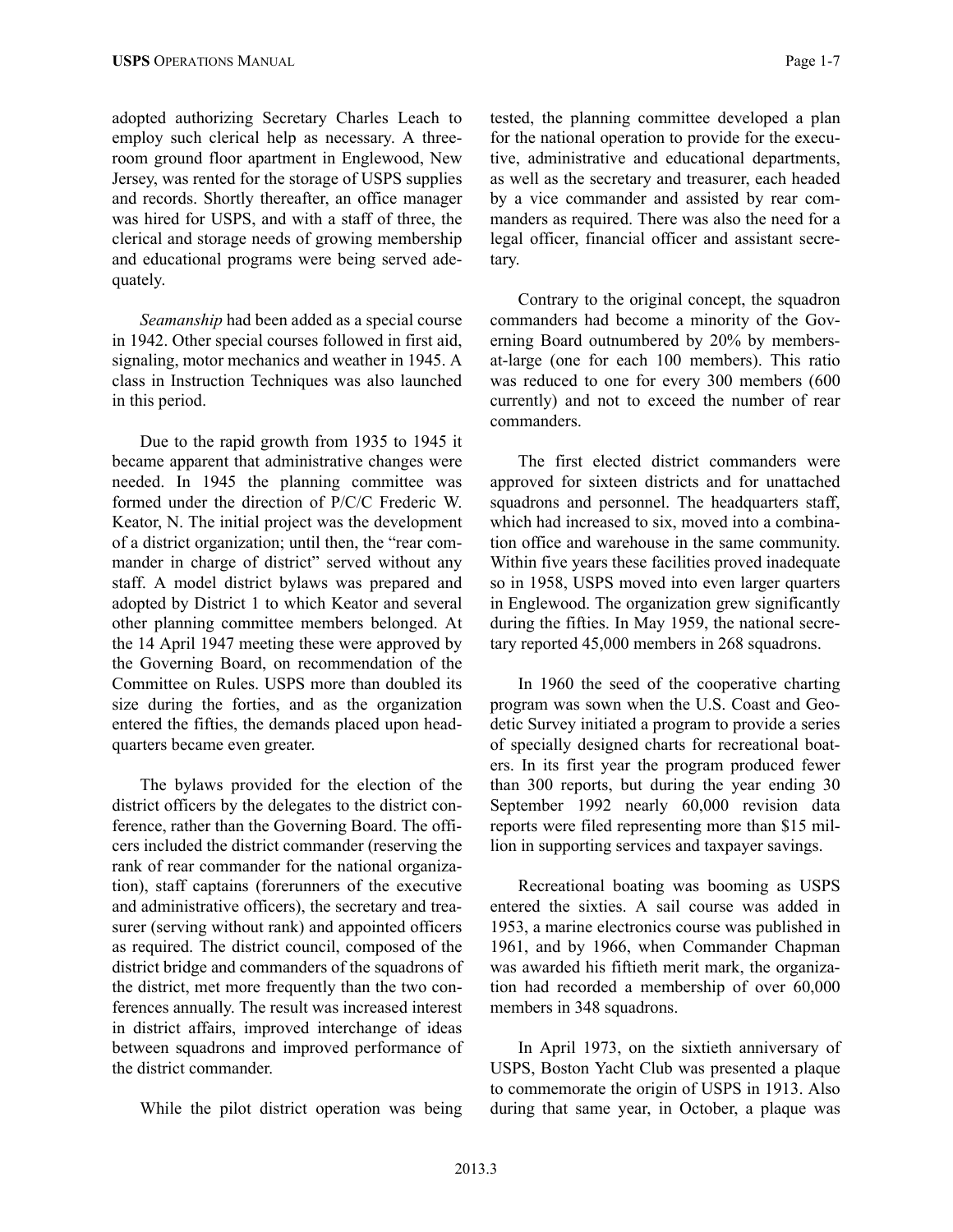adopted authorizing Secretary Charles Leach to employ such clerical help as necessary. A three-room ground floor apartment in Englewood, New Jersey, was rented for the storage of USPS supplies and records. Shortly thereafter, an office manager was hired for USPS, and with a staff of three, the clerical and storage needs of growing membership and educational programs were being served adequately.

*Seamanship* had been added as a special course in 1942. Other special courses followed in first aid, signaling, motor mechanics and weather in 1945. A class in Instruction Techniques was also launched in this period.

Due to the rapid growth from 1935 to 1945 it became apparent that administrative changes were needed. In 1945 the planning committee was formed under the direction of P/C/C Frederic W. Keator, N. The initial project was the development of a district organization; until then, the "rear commander in charge of district" served without any staff. A model district bylaws was prepared and adopted by District 1 to which Keator and several other planning committee members belonged. At the 14 April 1947 meeting these were approved by the Governing Board, on recommendation of the Committee on Rules. USPS more than doubled its size during the forties, and as the organization entered the fifties, the demands placed upon headquarters became even greater.

The bylaws provided for the election of the district officers by the delegates to the district conference, rather than the Governing Board. The officers included the district commander (reserving the rank of rear commander for the national organization), staff captains (forerunners of the executive and administrative officers), the secretary and treasurer (serving without rank) and appointed officers as required. The district council, composed of the district bridge and commanders of the squadrons of the district, met more frequently than the two conferences annually. The result was increased interest in district affairs, improved interchange of ideas between squadrons and improved performance of the district commander.

While the pilot district operation was being tested, the planning committee developed a plan for the national operation to provide for the executive, administrative and educational departments, as well as the secretary and treasurer, each headed by a vice commander and assisted by rear commanders as required. There was also the need for a legal officer, financial officer and assistant secretary.

Contrary to the original concept, the squadron commanders had become a minority of the Governing Board outnumbered by 20% by members-at-large (one for each 100 members). This ratio was reduced to one for every 300 members (600 currently) and not to exceed the number of rear commanders.

The first elected district commanders were approved for sixteen districts and for unattached squadrons and personnel. The headquarters staff, which had increased to six, moved into a combination office and warehouse in the same community. Within five years these facilities proved inadequate so in 1958, USPS moved into even larger quarters in Englewood. The organization grew significantly during the fifties. In May 1959, the national secretary reported 45,000 members in 268 squadrons.

In 1960 the seed of the cooperative charting program was sown when the U.S. Coast and Geodetic Survey initiated a program to provide a series of specially designed charts for recreational boaters. In its first year the program produced fewer than 300 reports, but during the year ending 30 September 1992 nearly 60,000 revision data reports were filed representing more than $15 million in supporting services and taxpayer savings.

Recreational boating was booming as USPS entered the sixties. A sail course was added in 1953, a marine electronics course was published in 1961, and by 1966, when Commander Chapman was awarded his fiftieth merit mark, the organization had recorded a membership of over 60,000 members in 348 squadrons.

In April 1973, on the sixtieth anniversary of USPS, Boston Yacht Club was presented a plaque to commemorate the origin of USPS in 1913. Also during that same year, in October, a plaque was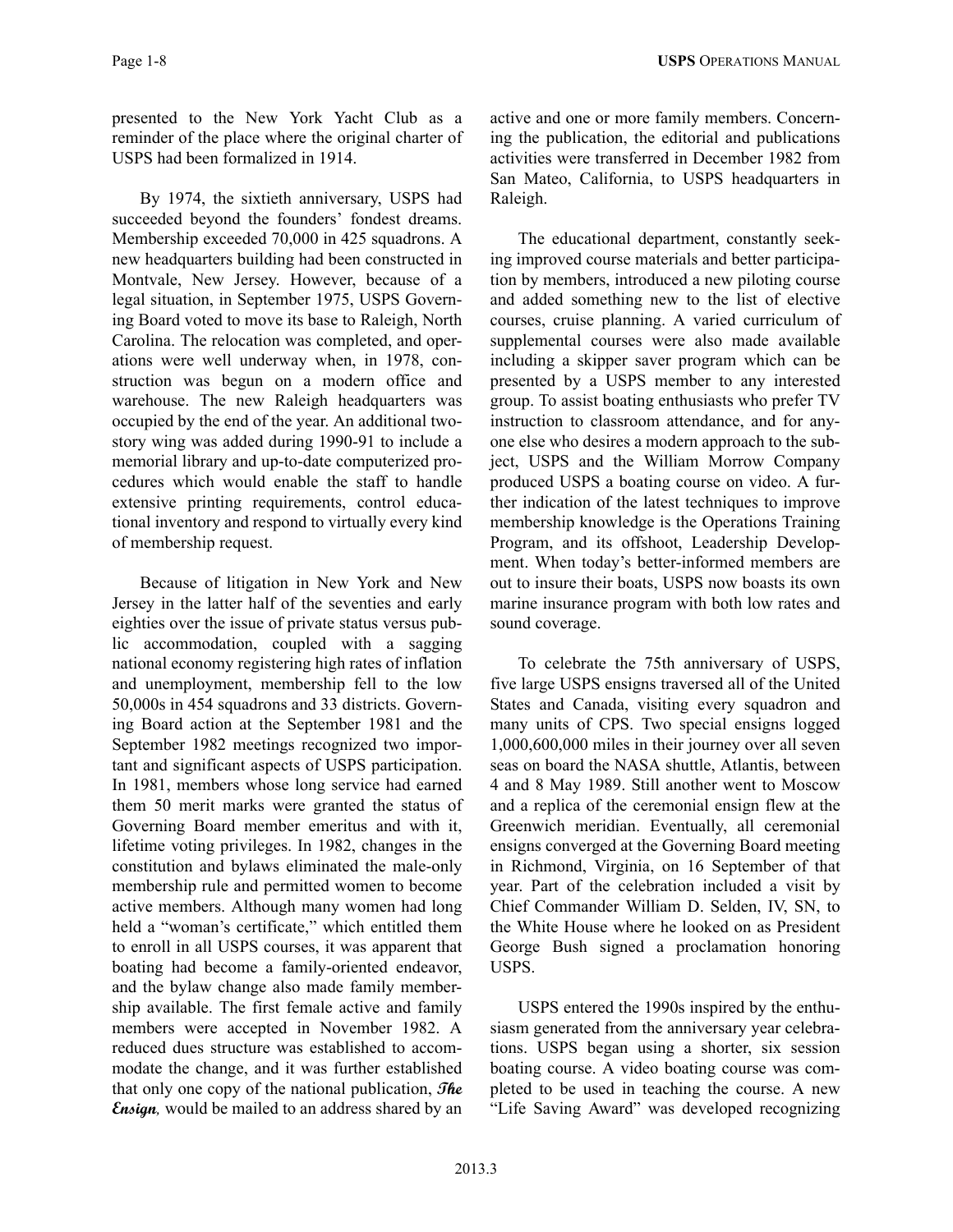presented to the New York Yacht Club as a reminder of the place where the original charter of USPS had been formalized in 1914.

By 1974, the sixtieth anniversary, USPS had succeeded beyond the founders' fondest dreams. Membership exceeded 70,000 in 425 squadrons. A new headquarters building had been constructed in Montvale, New Jersey. However, because of a legal situation, in September 1975, USPS Governing Board voted to move its base to Raleigh, North Carolina. The relocation was completed, and operations were well underway when, in 1978, construction was begun on a modern office and warehouse. The new Raleigh headquarters was occupied by the end of the year. An additional two-story wing was added during 1990-91 to include a memorial library and up-to-date computerized procedures which would enable the staff to handle extensive printing requirements, control educational inventory and respond to virtually every kind of membership request.

Because of litigation in New York and New Jersey in the latter half of the seventies and early eighties over the issue of private status versus public accommodation, coupled with a sagging national economy registering high rates of inflation and unemployment, membership fell to the low 50,000s in 454 squadrons and 33 districts. Governing Board action at the September 1981 and the September 1982 meetings recognized two important and significant aspects of USPS participation. In 1981, members whose long service had earned them 50 merit marks were granted the status of Governing Board member emeritus and with it, lifetime voting privileges. In 1982, changes in the constitution and bylaws eliminated the male-only membership rule and permitted women to become active members. Although many women had long held a "woman's certificate," which entitled them to enroll in all USPS courses, it was apparent that boating had become a family-oriented endeavor, and the bylaw change also made family membership available. The first female active and family members were accepted in November 1982. A reduced dues structure was established to accommodate the change, and it was further established that only one copy of the national publication, ***The Ensign***, would be mailed to an address shared by an active and one or more family members. Concerning the publication, the editorial and publications activities were transferred in December 1982 from San Mateo, California, to USPS headquarters in Raleigh.

The educational department, constantly seeking improved course materials and better participation by members, introduced a new piloting course and added something new to the list of elective courses, cruise planning. A varied curriculum of supplemental courses were also made available including a skipper saver program which can be presented by a USPS member to any interested group. To assist boating enthusiasts who prefer TV instruction to classroom attendance, and for anyone else who desires a modern approach to the subject, USPS and the William Morrow Company produced USPS a boating course on video. A further indication of the latest techniques to improve membership knowledge is the Operations Training Program, and its offshoot, Leadership Development. When today's better-informed members are out to insure their boats, USPS now boasts its own marine insurance program with both low rates and sound coverage.

To celebrate the 75th anniversary of USPS, five large USPS ensigns traversed all of the United States and Canada, visiting every squadron and many units of CPS. Two special ensigns logged 1,000,600,000 miles in their journey over all seven seas on board the NASA shuttle, Atlantis, between 4 and 8 May 1989. Still another went to Moscow and a replica of the ceremonial ensign flew at the Greenwich meridian. Eventually, all ceremonial ensigns converged at the Governing Board meeting in Richmond, Virginia, on 16 September of that year. Part of the celebration included a visit by Chief Commander William D. Selden, IV, SN, to the White House where he looked on as President George Bush signed a proclamation honoring USPS.

USPS entered the 1990s inspired by the enthusiasm generated from the anniversary year celebrations. USPS began using a shorter, six session boating course. A video boating course was completed to be used in teaching the course. A new "Life Saving Award" was developed recognizing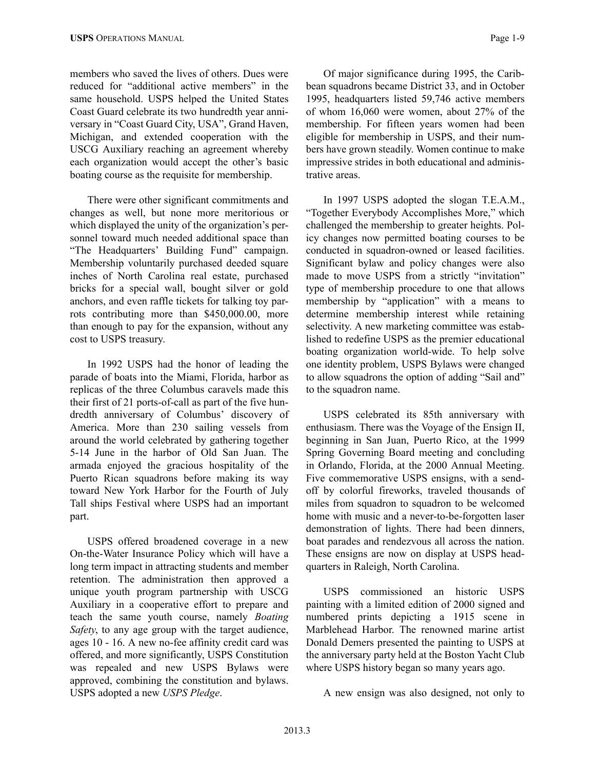members who saved the lives of others. Dues were reduced for "additional active members" in the same household. USPS helped the United States Coast Guard celebrate its two hundredth year anniversary in "Coast Guard City, USA", Grand Haven, Michigan, and extended cooperation with the USCG Auxiliary reaching an agreement whereby each organization would accept the other's basic boating course as the requisite for membership.

There were other significant commitments and changes as well, but none more meritorious or which displayed the unity of the organization's personnel toward much needed additional space than "The Headquarters' Building Fund" campaign. Membership voluntarily purchased deeded square inches of North Carolina real estate, purchased bricks for a special wall, bought silver or gold anchors, and even raffle tickets for talking toy parrots contributing more than $450,000.00, more than enough to pay for the expansion, without any cost to USPS treasury.

In 1992 USPS had the honor of leading the parade of boats into the Miami, Florida, harbor as replicas of the three Columbus caravels made this their first of 21 ports-of-call as part of the five hundredth anniversary of Columbus' discovery of America. More than 230 sailing vessels from around the world celebrated by gathering together 5-14 June in the harbor of Old San Juan. The armada enjoyed the gracious hospitality of the Puerto Rican squadrons before making its way toward New York Harbor for the Fourth of July Tall ships Festival where USPS had an important part.

USPS offered broadened coverage in a new On-the-Water Insurance Policy which will have a long term impact in attracting students and member retention. The administration then approved a unique youth program partnership with USCG Auxiliary in a cooperative effort to prepare and teach the same youth course, namely *Boating Safety*, to any age group with the target audience, ages 10 - 16. A new no-fee affinity credit card was offered, and more significantly, USPS Constitution was repealed and new USPS Bylaws were approved, combining the constitution and bylaws. USPS adopted a new *USPS Pledge*.

Of major significance during 1995, the Caribbean squadrons became District 33, and in October 1995, headquarters listed 59,746 active members of whom 16,060 were women, about 27% of the membership. For fifteen years women had been eligible for membership in USPS, and their numbers have grown steadily. Women continue to make impressive strides in both educational and administrative areas.

In 1997 USPS adopted the slogan T.E.A.M., "Together Everybody Accomplishes More," which challenged the membership to greater heights. Policy changes now permitted boating courses to be conducted in squadron-owned or leased facilities. Significant bylaw and policy changes were also made to move USPS from a strictly "invitation" type of membership procedure to one that allows membership by "application" with a means to determine membership interest while retaining selectivity. A new marketing committee was established to redefine USPS as the premier educational boating organization world-wide. To help solve one identity problem, USPS Bylaws were changed to allow squadrons the option of adding "Sail and" to the squadron name.

USPS celebrated its 85th anniversary with enthusiasm. There was the Voyage of the Ensign II, beginning in San Juan, Puerto Rico, at the 1999 Spring Governing Board meeting and concluding in Orlando, Florida, at the 2000 Annual Meeting. Five commemorative USPS ensigns, with a send-off by colorful fireworks, traveled thousands of miles from squadron to squadron to be welcomed home with music and a never-to-be-forgotten laser demonstration of lights. There had been dinners, boat parades and rendezvous all across the nation. These ensigns are now on display at USPS headquarters in Raleigh, North Carolina.

USPS commissioned an historic USPS painting with a limited edition of 2000 signed and numbered prints depicting a 1915 scene in Marblehead Harbor. The renowned marine artist Donald Demers presented the painting to USPS at the anniversary party held at the Boston Yacht Club where USPS history began so many years ago.

A new ensign was also designed, not only to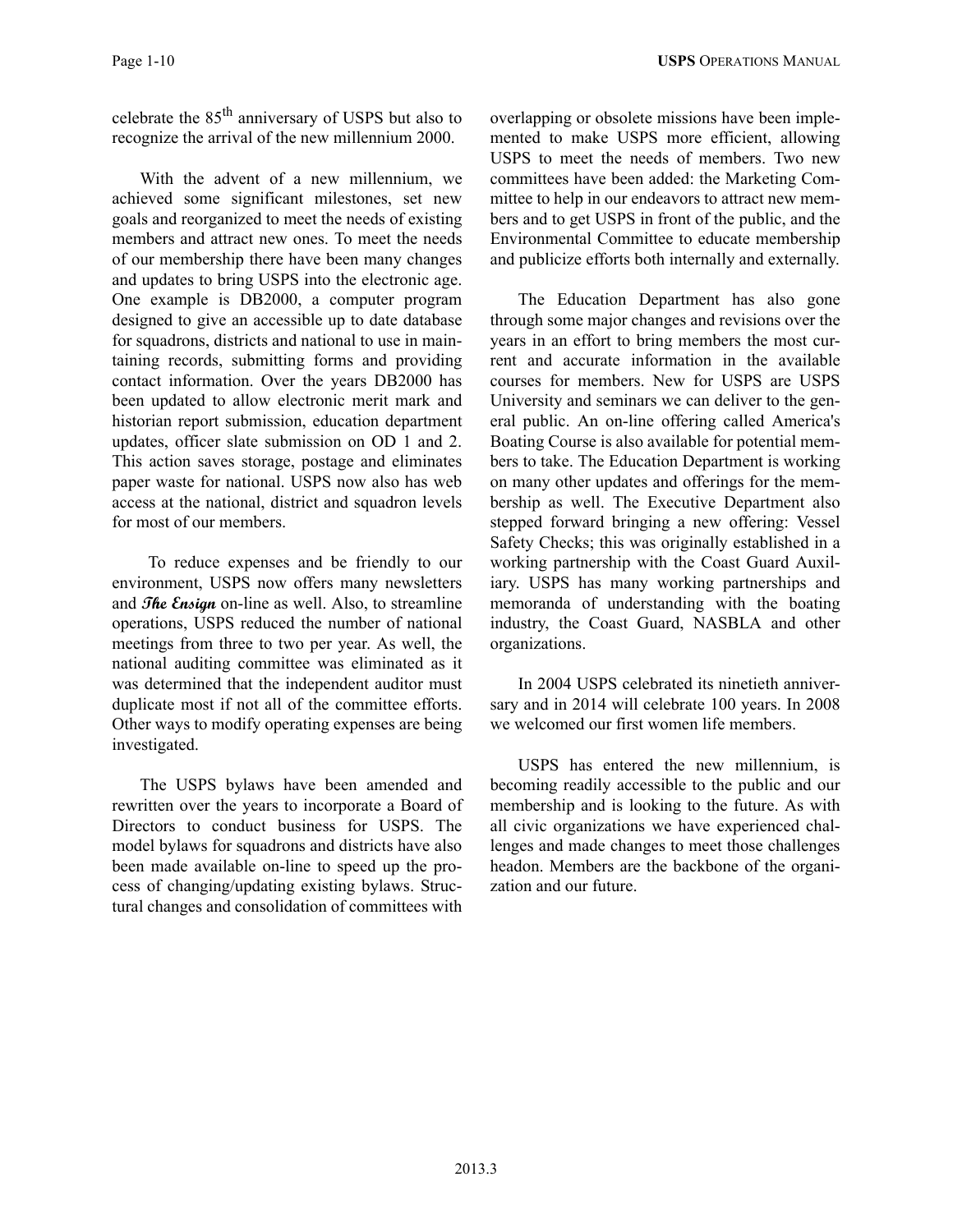celebrate the $85^{th}$ anniversary of USPS but also to recognize the arrival of the new millennium 2000.

With the advent of a new millennium, we achieved some significant milestones, set new goals and reorganized to meet the needs of existing members and attract new ones. To meet the needs of our membership there have been many changes and updates to bring USPS into the electronic age. One example is DB2000, a computer program designed to give an accessible up to date database for squadrons, districts and national to use in maintaining records, submitting forms and providing contact information. Over the years DB2000 has been updated to allow electronic merit mark and historian report submission, education department updates, officer slate submission on OD 1 and 2. This action saves storage, postage and eliminates paper waste for national. USPS now also has web access at the national, district and squadron levels for most of our members.

To reduce expenses and be friendly to our environment, USPS now offers many newsletters and ***The Ensign*** on-line as well. Also, to streamline operations, USPS reduced the number of national meetings from three to two per year. As well, the national auditing committee was eliminated as it was determined that the independent auditor must duplicate most if not all of the committee efforts. Other ways to modify operating expenses are being investigated.

The USPS bylaws have been amended and rewritten over the years to incorporate a Board of Directors to conduct business for USPS. The model bylaws for squadrons and districts have also been made available on-line to speed up the process of changing/updating existing bylaws. Structural changes and consolidation of committees with overlapping or obsolete missions have been implemented to make USPS more efficient, allowing USPS to meet the needs of members. Two new committees have been added: the Marketing Committee to help in our endeavors to attract new members and to get USPS in front of the public, and the Environmental Committee to educate membership and publicize efforts both internally and externally.

The Education Department has also gone through some major changes and revisions over the years in an effort to bring members the most current and accurate information in the available courses for members. New for USPS are USPS University and seminars we can deliver to the general public. An on-line offering called America's Boating Course is also available for potential members to take. The Education Department is working on many other updates and offerings for the membership as well. The Executive Department also stepped forward bringing a new offering: Vessel Safety Checks; this was originally established in a working partnership with the Coast Guard Auxiliary. USPS has many working partnerships and memoranda of understanding with the boating industry, the Coast Guard, NASBLA and other organizations.

In 2004 USPS celebrated its ninetieth anniversary and in 2014 will celebrate 100 years. In 2008 we welcomed our first women life members.

USPS has entered the new millennium, is becoming readily accessible to the public and our membership and is looking to the future. As with all civic organizations we have experienced challenges and made changes to meet those challenges headon. Members are the backbone of the organization and our future.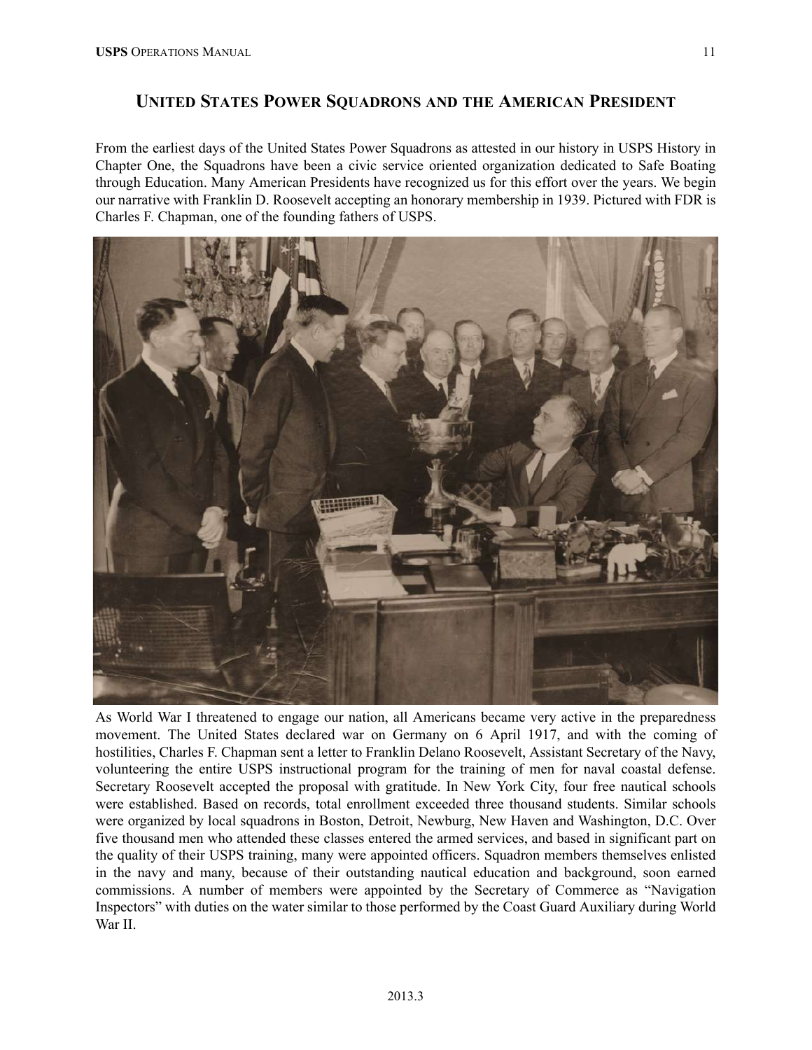## United States Power Squadrons and the American President

From the earliest days of the United States Power Squadrons as attested in our history in USPS History in Chapter One, the Squadrons have been a civic service oriented organization dedicated to Safe Boating through Education. Many American Presidents have recognized us for this effort over the years. We begin our narrative with Franklin D. Roosevelt accepting an honorary membership in 1939. Pictured with FDR is Charles F. Chapman, one of the founding fathers of USPS.

As World War I threatened to engage our nation, all Americans became very active in the preparedness movement. The United States declared war on Germany on 6 April 1917, and with the coming of hostilities, Charles F. Chapman sent a letter to Franklin Delano Roosevelt, Assistant Secretary of the Navy, volunteering the entire USPS instructional program for the training of men for naval coastal defense. Secretary Roosevelt accepted the proposal with gratitude. In New York City, four free nautical schools were established. Based on records, total enrollment exceeded three thousand students. Similar schools were organized by local squadrons in Boston, Detroit, Newburg, New Haven and Washington, D.C. Over five thousand men who attended these classes entered the armed services, and based in significant part on the quality of their USPS training, many were appointed officers. Squadron members themselves enlisted in the navy and many, because of their outstanding nautical education and background, soon earned commissions. A number of members were appointed by the Secretary of Commerce as "Navigation Inspectors" with duties on the water similar to those performed by the Coast Guard Auxiliary during World War II.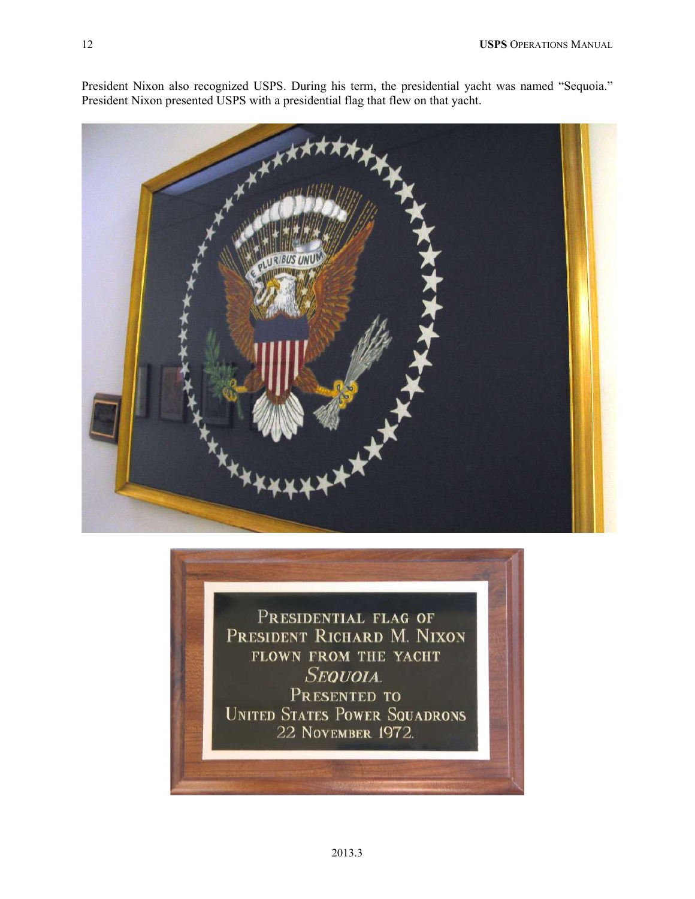President Nixon also recognized USPS. During his term, the presidential yacht was named "Sequoia." President Nixon presented USPS with a presidential flag that flew on that yacht.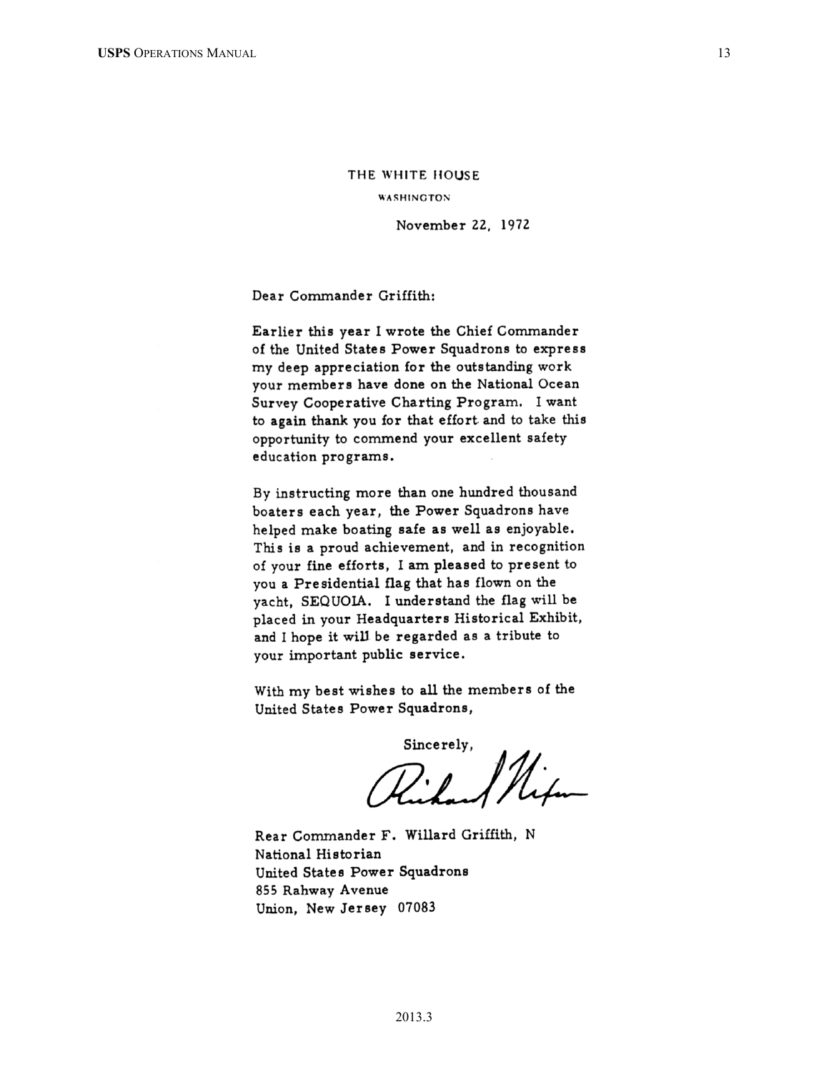THE WHITE HOUSE

WASHINGTON

November 22, 1972

Dear Commander Griffith:

Earlier this year I wrote the Chief Commander of the United States Power Squadrons to express my deep appreciation for the outstanding work your members have done on the National Ocean Survey Cooperative Charting Program. I want to again thank you for that effort and to take this opportunity to commend your excellent safety education programs.

By instructing more than one hundred thousand boaters each year, the Power Squadrons have helped make boating safe as well as enjoyable. This is a proud achievement, and in recognition of your fine efforts, I am pleased to present to you a Presidential flag that has flown on the yacht, SEQUOIA. I understand the flag will be placed in your Headquarters Historical Exhibit, and I hope it will be regarded as a tribute to your important public service.

With my best wishes to all the members of the United States Power Squadrons,

Sincerely,

Richard Nixon

Rear Commander F. Willard Griffith, N
National Historian
United States Power Squadrons
855 Rahway Avenue
Union, New Jersey 07083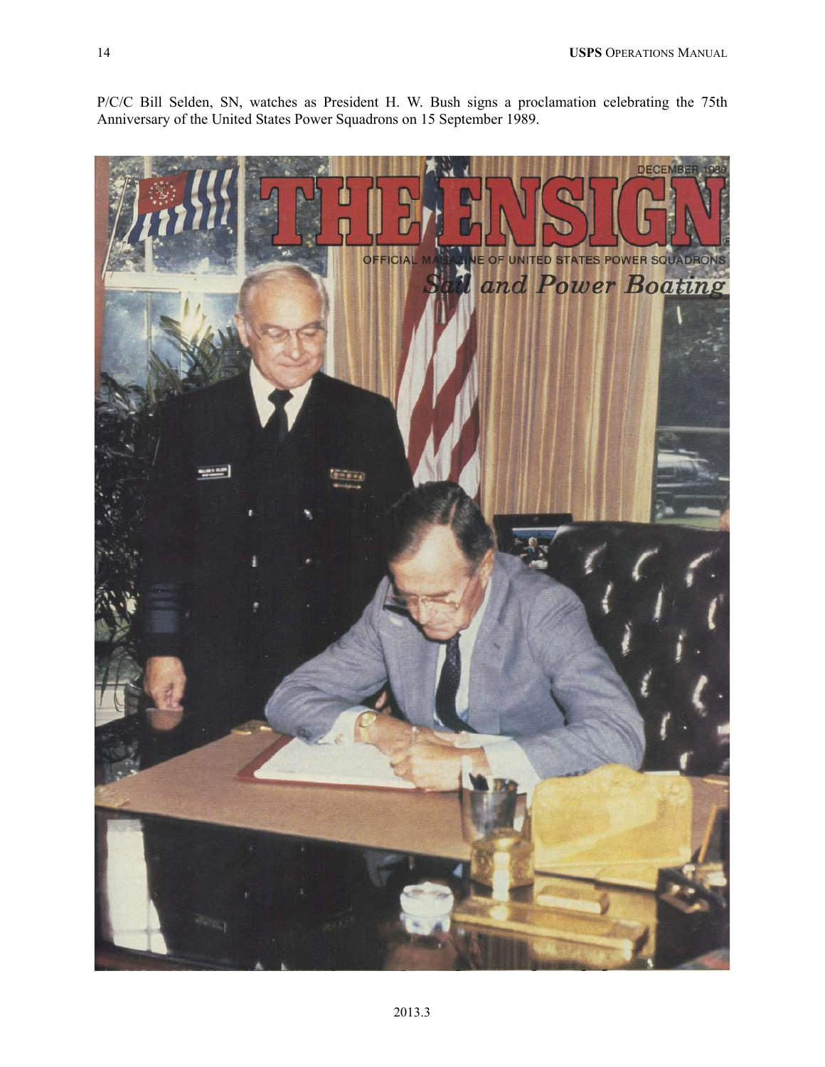P/C/C Bill Selden, SN, watches as President H. W. Bush signs a proclamation celebrating the 75th Anniversary of the United States Power Squadrons on 15 September 1989.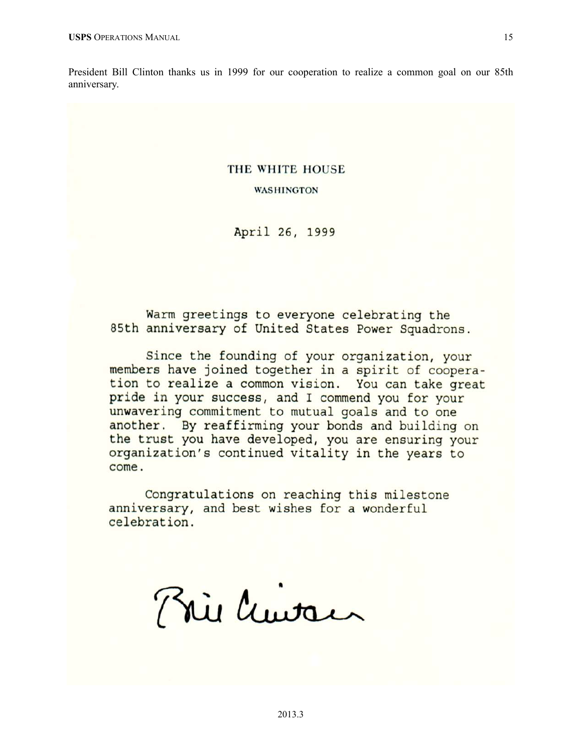President Bill Clinton thanks us in 1999 for our cooperation to realize a common goal on our 85th anniversary.

THE WHITE HOUSE

WASHINGTON

April 26, 1999

Warm greetings to everyone celebrating the 85th anniversary of United States Power Squadrons.

Since the founding of your organization, your members have joined together in a spirit of cooperation to realize a common vision. You can take great pride in your success, and I commend you for your unwavering commitment to mutual goals and to one another. By reaffirming your bonds and building on the trust you have developed, you are ensuring your organization's continued vitality in the years to come.

Congratulations on reaching this milestone anniversary, and best wishes for a wonderful celebration.

Bill Clinton

2013.3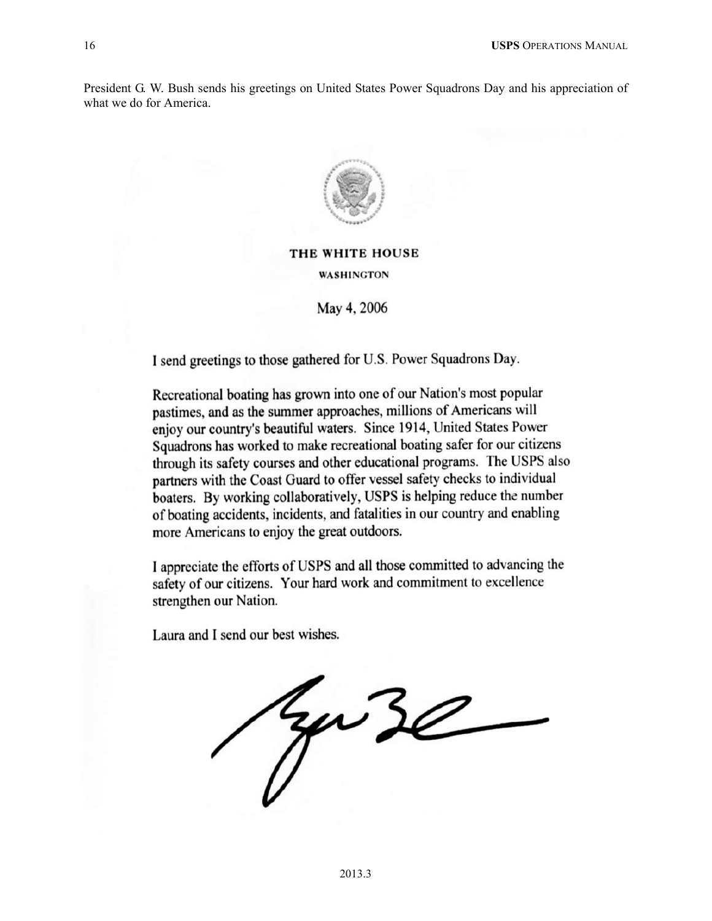President G. W. Bush sends his greetings on United States Power Squadrons Day and his appreciation of what we do for America.

**THE WHITE HOUSE**

**WASHINGTON**

May 4, 2006

I send greetings to those gathered for U.S. Power Squadrons Day.

Recreational boating has grown into one of our Nation's most popular pastimes, and as the summer approaches, millions of Americans will enjoy our country's beautiful waters. Since 1914, United States Power Squadrons has worked to make recreational boating safer for our citizens through its safety courses and other educational programs. The USPS also partners with the Coast Guard to offer vessel safety checks to individual boaters. By working collaboratively, USPS is helping reduce the number of boating accidents, incidents, and fatalities in our country and enabling more Americans to enjoy the great outdoors.

I appreciate the efforts of USPS and all those committed to advancing the safety of our citizens. Your hard work and commitment to excellence strengthen our Nation.

Laura and I send our best wishes.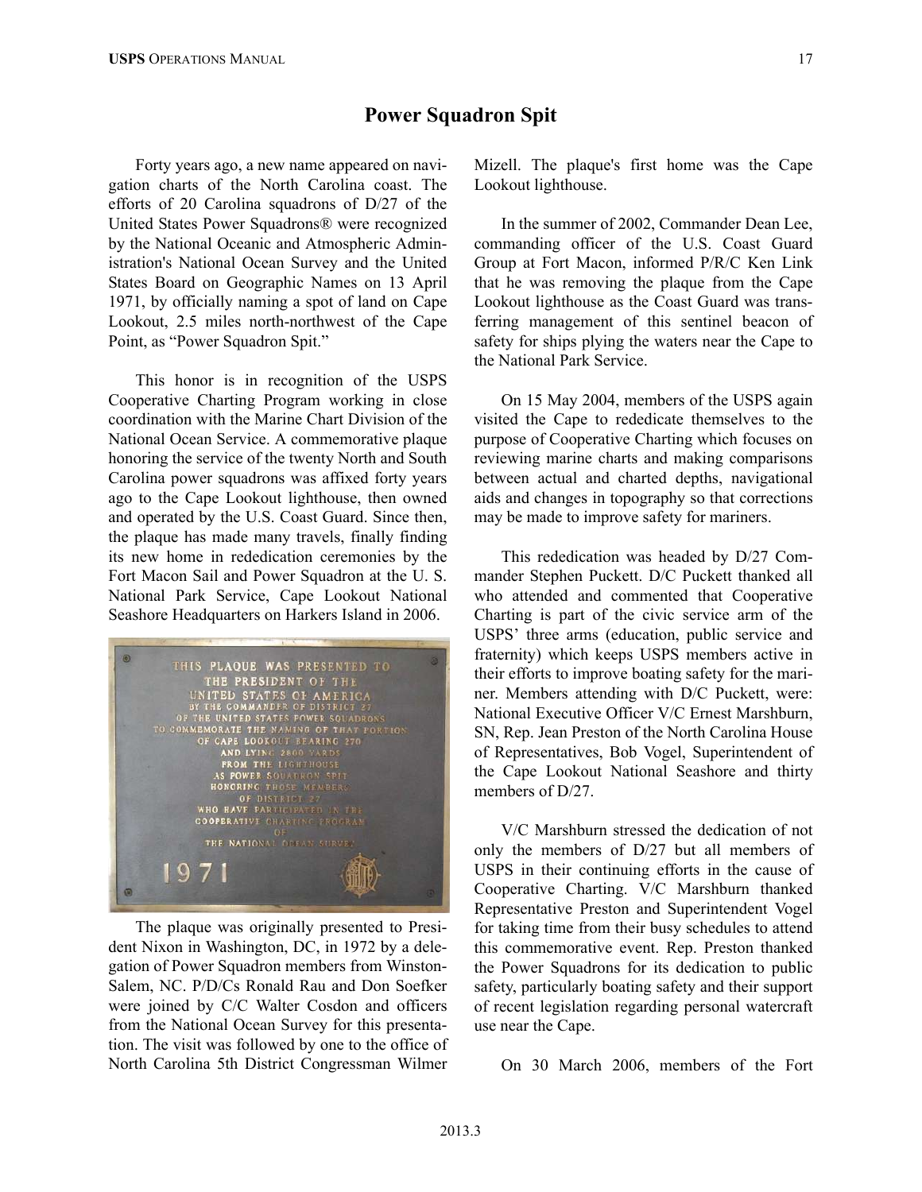# Power Squadron Spit

Forty years ago, a new name appeared on navigation charts of the North Carolina coast. The efforts of 20 Carolina squadrons of D/27 of the United States Power Squadrons® were recognized by the National Oceanic and Atmospheric Administration's National Ocean Survey and the United States Board on Geographic Names on 13 April 1971, by officially naming a spot of land on Cape Lookout, 2.5 miles north-northwest of the Cape Point, as "Power Squadron Spit."

This honor is in recognition of the USPS Cooperative Charting Program working in close coordination with the Marine Chart Division of the National Ocean Service. A commemorative plaque honoring the service of the twenty North and South Carolina power squadrons was affixed forty years ago to the Cape Lookout lighthouse, then owned and operated by the U.S. Coast Guard. Since then, the plaque has made many travels, finally finding its new home in rededication ceremonies by the Fort Macon Sail and Power Squadron at the U. S. National Park Service, Cape Lookout National Seashore Headquarters on Harkers Island in 2006.

THIS PLAQUE WAS PRESENTED TO THE PRESIDENT OF THE UNITED STATES OF AMERICA BY THE COMMANDER OF DISTRICT 27 OF THE UNITED STATES POWER SQUADRONS TO COMMEMORATE THE NAMING OF THAT PORTION OF CAPE LOOKOUT BEARING 270 AND LYING 2800 YARDS FROM THE LIGHTHOUSE AS POWER SQUADRON SPIT HONORING THOSE MEMBERS OF DISTRICT 27 WHO HAVE PARTICIPATED IN THE COOPERATIVE CHARTING PROGRAM OF THE NATIONAL OCEAN SURVEY

1971

The plaque was originally presented to President Nixon in Washington, DC, in 1972 by a delegation of Power Squadron members from Winston-Salem, NC. P/D/Cs Ronald Rau and Don Soefker were joined by C/C Walter Cosdon and officers from the National Ocean Survey for this presentation. The visit was followed by one to the office of North Carolina 5th District Congressman Wilmer Mizell. The plaque's first home was the Cape Lookout lighthouse.

In the summer of 2002, Commander Dean Lee, commanding officer of the U.S. Coast Guard Group at Fort Macon, informed P/R/C Ken Link that he was removing the plaque from the Cape Lookout lighthouse as the Coast Guard was transferring management of this sentinel beacon of safety for ships plying the waters near the Cape to the National Park Service.

On 15 May 2004, members of the USPS again visited the Cape to rededicate themselves to the purpose of Cooperative Charting which focuses on reviewing marine charts and making comparisons between actual and charted depths, navigational aids and changes in topography so that corrections may be made to improve safety for mariners.

This rededication was headed by D/27 Commander Stephen Puckett. D/C Puckett thanked all who attended and commented that Cooperative Charting is part of the civic service arm of the USPS' three arms (education, public service and fraternity) which keeps USPS members active in their efforts to improve boating safety for the mariner. Members attending with D/C Puckett, were: National Executive Officer V/C Ernest Marshburn, SN, Rep. Jean Preston of the North Carolina House of Representatives, Bob Vogel, Superintendent of the Cape Lookout National Seashore and thirty members of D/27.

V/C Marshburn stressed the dedication of not only the members of D/27 but all members of USPS in their continuing efforts in the cause of Cooperative Charting. V/C Marshburn thanked Representative Preston and Superintendent Vogel for taking time from their busy schedules to attend this commemorative event. Rep. Preston thanked the Power Squadrons for its dedication to public safety, particularly boating safety and their support of recent legislation regarding personal watercraft use near the Cape.

On 30 March 2006, members of the Fort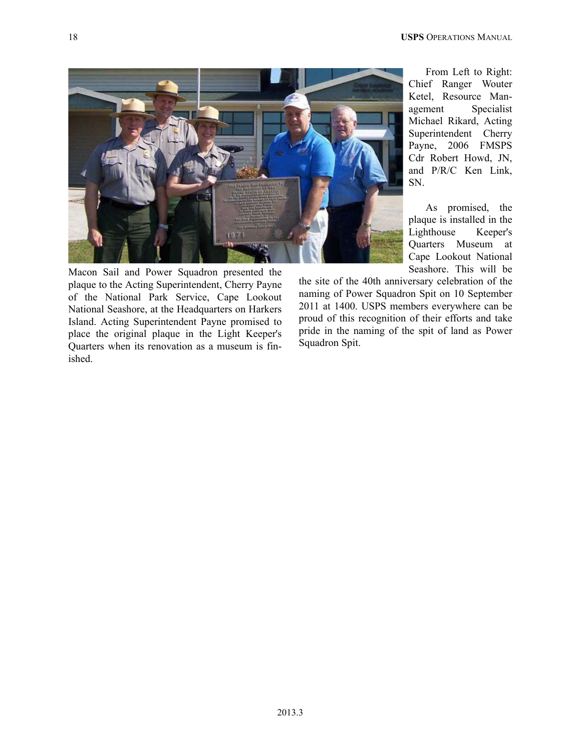From Left to Right: Chief Ranger Wouter Ketel, Resource Management Specialist Michael Rikard, Acting Superintendent Cherry Payne, 2006 FMSPS Cdr Robert Howd, JN, and P/R/C Ken Link, SN.

Macon Sail and Power Squadron presented the plaque to the Acting Superintendent, Cherry Payne of the National Park Service, Cape Lookout National Seashore, at the Headquarters on Harkers Island. Acting Superintendent Payne promised to place the original plaque in the Light Keeper's Quarters when its renovation as a museum is finished.

As promised, the plaque is installed in the Lighthouse Keeper's Quarters Museum at Cape Lookout National Seashore. This will be the site of the 40th anniversary celebration of the naming of Power Squadron Spit on 10 September 2011 at 1400. USPS members everywhere can be proud of this recognition of their efforts and take pride in the naming of the spit of land as Power Squadron Spit.